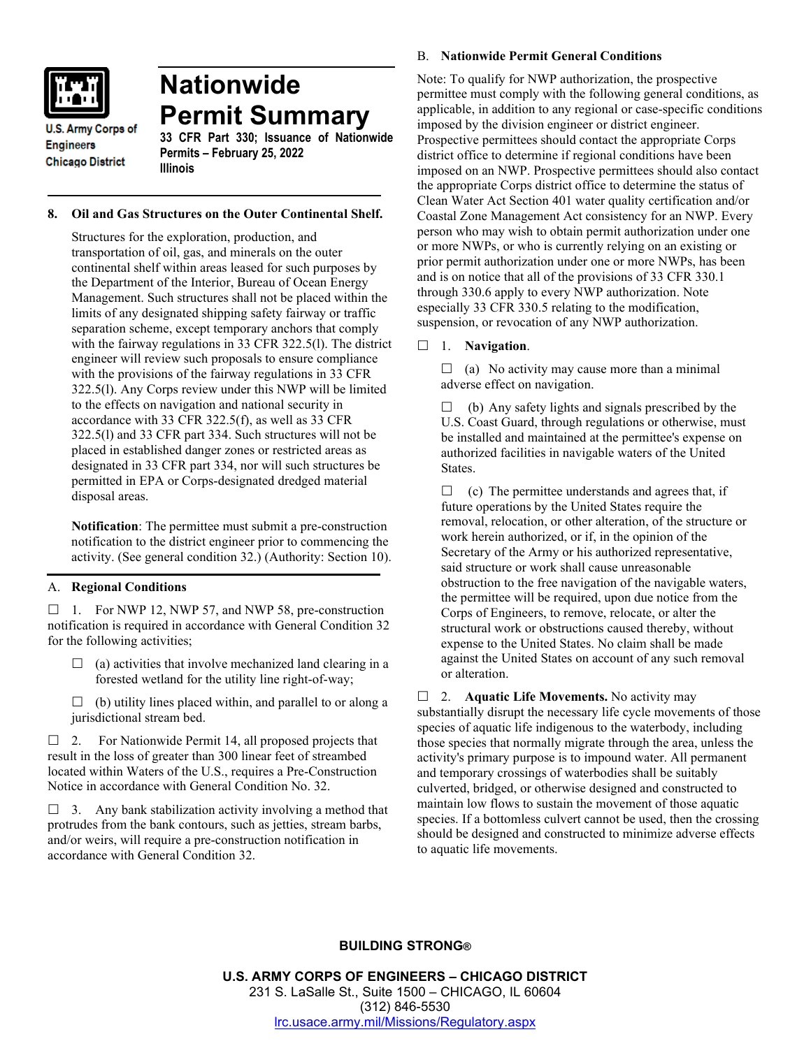U.S. Army Corps of Engineers
Chicago District

# Nationwide Permit Summary

**33 CFR Part 330; Issuance of Nationwide Permits – February 25, 2022**
**Illinois**

## 8. Oil and Gas Structures on the Outer Continental Shelf.

Structures for the exploration, production, and transportation of oil, gas, and minerals on the outer continental shelf within areas leased for such purposes by the Department of the Interior, Bureau of Ocean Energy Management. Such structures shall not be placed within the limits of any designated shipping safety fairway or traffic separation scheme, except temporary anchors that comply with the fairway regulations in 33 CFR 322.5(l). The district engineer will review such proposals to ensure compliance with the provisions of the fairway regulations in 33 CFR 322.5(l). Any Corps review under this NWP will be limited to the effects on navigation and national security in accordance with 33 CFR 322.5(f), as well as 33 CFR 322.5(l) and 33 CFR part 334. Such structures will not be placed in established danger zones or restricted areas as designated in 33 CFR part 334, nor will such structures be permitted in EPA or Corps-designated dredged material disposal areas.

**Notification**: The permittee must submit a pre-construction notification to the district engineer prior to commencing the activity. (See general condition 32.) (Authority: Section 10).

## A. Regional Conditions

☐ 1. For NWP 12, NWP 57, and NWP 58, pre-construction notification is required in accordance with General Condition 32 for the following activities;

☐ (a) activities that involve mechanized land clearing in a forested wetland for the utility line right-of-way;

☐ (b) utility lines placed within, and parallel to or along a jurisdictional stream bed.

☐ 2. For Nationwide Permit 14, all proposed projects that result in the loss of greater than 300 linear feet of streambed located within Waters of the U.S., requires a Pre-Construction Notice in accordance with General Condition No. 32.

☐ 3. Any bank stabilization activity involving a method that protrudes from the bank contours, such as jetties, stream barbs, and/or weirs, will require a pre-construction notification in accordance with General Condition 32.

## B. Nationwide Permit General Conditions

Note: To qualify for NWP authorization, the prospective permittee must comply with the following general conditions, as applicable, in addition to any regional or case-specific conditions imposed by the division engineer or district engineer. Prospective permittees should contact the appropriate Corps district office to determine if regional conditions have been imposed on an NWP. Prospective permittees should also contact the appropriate Corps district office to determine the status of Clean Water Act Section 401 water quality certification and/or Coastal Zone Management Act consistency for an NWP. Every person who may wish to obtain permit authorization under one or more NWPs, or who is currently relying on an existing or prior permit authorization under one or more NWPs, has been and is on notice that all of the provisions of 33 CFR 330.1 through 330.6 apply to every NWP authorization. Note especially 33 CFR 330.5 relating to the modification, suspension, or revocation of any NWP authorization.

☐ 1. **Navigation**.

☐ (a) No activity may cause more than a minimal adverse effect on navigation.

☐ (b) Any safety lights and signals prescribed by the U.S. Coast Guard, through regulations or otherwise, must be installed and maintained at the permittee's expense on authorized facilities in navigable waters of the United States.

☐ (c) The permittee understands and agrees that, if future operations by the United States require the removal, relocation, or other alteration, of the structure or work herein authorized, or if, in the opinion of the Secretary of the Army or his authorized representative, said structure or work shall cause unreasonable obstruction to the free navigation of the navigable waters, the permittee will be required, upon due notice from the Corps of Engineers, to remove, relocate, or alter the structural work or obstructions caused thereby, without expense to the United States. No claim shall be made against the United States on account of any such removal or alteration.

☐ 2. **Aquatic Life Movements.** No activity may substantially disrupt the necessary life cycle movements of those species of aquatic life indigenous to the waterbody, including those species that normally migrate through the area, unless the activity's primary purpose is to impound water. All permanent and temporary crossings of waterbodies shall be suitably culverted, bridged, or otherwise designed and constructed to maintain low flows to sustain the movement of those aquatic species. If a bottomless culvert cannot be used, then the crossing should be designed and constructed to minimize adverse effects to aquatic life movements.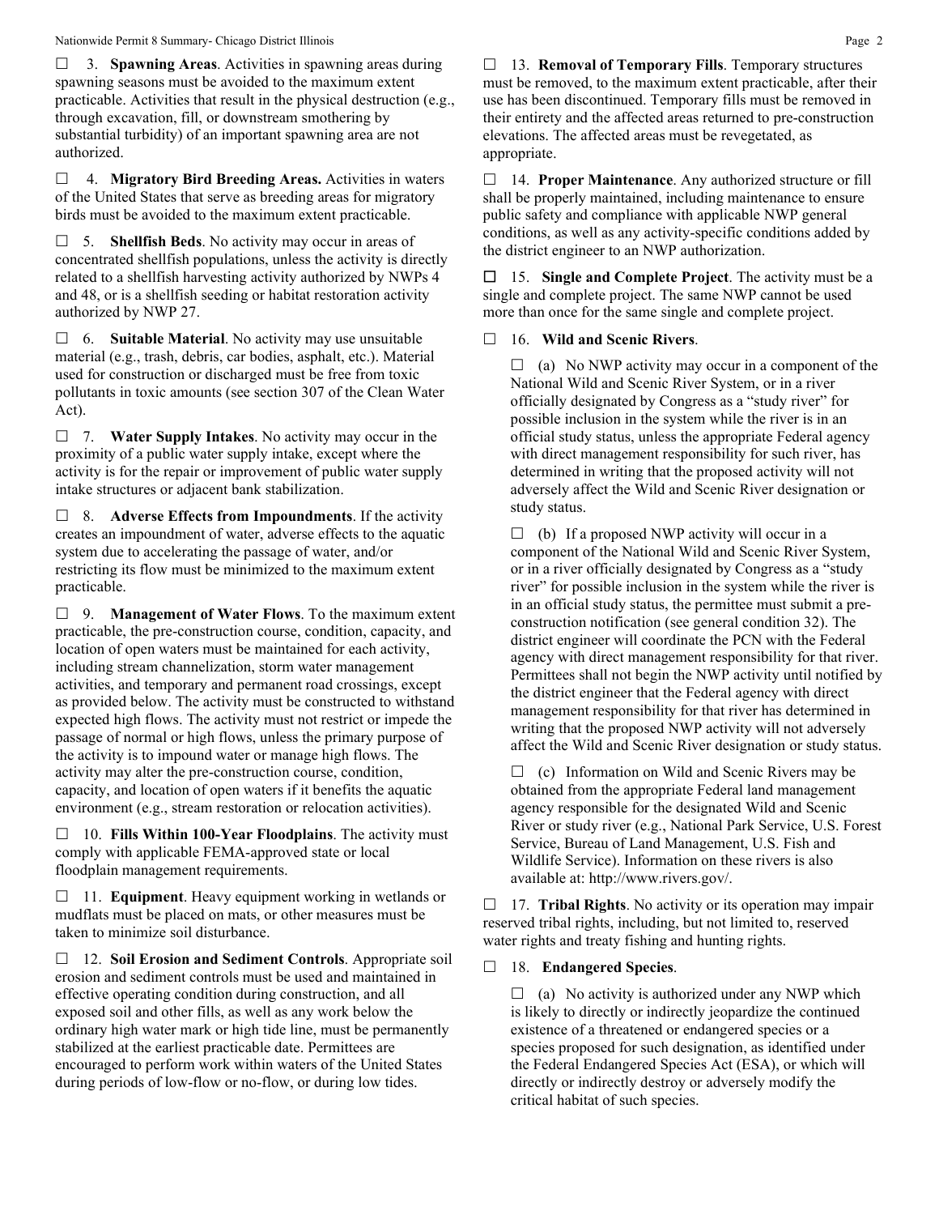☐ 3. **Spawning Areas**. Activities in spawning areas during spawning seasons must be avoided to the maximum extent practicable. Activities that result in the physical destruction (e.g., through excavation, fill, or downstream smothering by substantial turbidity) of an important spawning area are not authorized.

☐ 4. **Migratory Bird Breeding Areas.** Activities in waters of the United States that serve as breeding areas for migratory birds must be avoided to the maximum extent practicable.

☐ 5. **Shellfish Beds**. No activity may occur in areas of concentrated shellfish populations, unless the activity is directly related to a shellfish harvesting activity authorized by NWPs 4 and 48, or is a shellfish seeding or habitat restoration activity authorized by NWP 27.

☐ 6. **Suitable Material**. No activity may use unsuitable material (e.g., trash, debris, car bodies, asphalt, etc.). Material used for construction or discharged must be free from toxic pollutants in toxic amounts (see section 307 of the Clean Water Act).

☐ 7. **Water Supply Intakes**. No activity may occur in the proximity of a public water supply intake, except where the activity is for the repair or improvement of public water supply intake structures or adjacent bank stabilization.

☐ 8. **Adverse Effects from Impoundments**. If the activity creates an impoundment of water, adverse effects to the aquatic system due to accelerating the passage of water, and/or restricting its flow must be minimized to the maximum extent practicable.

☐ 9. **Management of Water Flows**. To the maximum extent practicable, the pre-construction course, condition, capacity, and location of open waters must be maintained for each activity, including stream channelization, storm water management activities, and temporary and permanent road crossings, except as provided below. The activity must be constructed to withstand expected high flows. The activity must not restrict or impede the passage of normal or high flows, unless the primary purpose of the activity is to impound water or manage high flows. The activity may alter the pre-construction course, condition, capacity, and location of open waters if it benefits the aquatic environment (e.g., stream restoration or relocation activities).

☐ 10. **Fills Within 100-Year Floodplains**. The activity must comply with applicable FEMA-approved state or local floodplain management requirements.

☐ 11. **Equipment**. Heavy equipment working in wetlands or mudflats must be placed on mats, or other measures must be taken to minimize soil disturbance.

☐ 12. **Soil Erosion and Sediment Controls**. Appropriate soil erosion and sediment controls must be used and maintained in effective operating condition during construction, and all exposed soil and other fills, as well as any work below the ordinary high water mark or high tide line, must be permanently stabilized at the earliest practicable date. Permittees are encouraged to perform work within waters of the United States during periods of low-flow or no-flow, or during low tides.

☐ 13. **Removal of Temporary Fills**. Temporary structures must be removed, to the maximum extent practicable, after their use has been discontinued. Temporary fills must be removed in their entirety and the affected areas returned to pre-construction elevations. The affected areas must be revegetated, as appropriate.

☐ 14. **Proper Maintenance**. Any authorized structure or fill shall be properly maintained, including maintenance to ensure public safety and compliance with applicable NWP general conditions, as well as any activity-specific conditions added by the district engineer to an NWP authorization.

☐ 15. **Single and Complete Project**. The activity must be a single and complete project. The same NWP cannot be used more than once for the same single and complete project.

☐ 16. **Wild and Scenic Rivers**.

☐ (a) No NWP activity may occur in a component of the National Wild and Scenic River System, or in a river officially designated by Congress as a "study river" for possible inclusion in the system while the river is in an official study status, unless the appropriate Federal agency with direct management responsibility for such river, has determined in writing that the proposed activity will not adversely affect the Wild and Scenic River designation or study status.

☐ (b) If a proposed NWP activity will occur in a component of the National Wild and Scenic River System, or in a river officially designated by Congress as a "study river" for possible inclusion in the system while the river is in an official study status, the permittee must submit a pre-construction notification (see general condition 32). The district engineer will coordinate the PCN with the Federal agency with direct management responsibility for that river. Permittees shall not begin the NWP activity until notified by the district engineer that the Federal agency with direct management responsibility for that river has determined in writing that the proposed NWP activity will not adversely affect the Wild and Scenic River designation or study status.

☐ (c) Information on Wild and Scenic Rivers may be obtained from the appropriate Federal land management agency responsible for the designated Wild and Scenic River or study river (e.g., National Park Service, U.S. Forest Service, Bureau of Land Management, U.S. Fish and Wildlife Service). Information on these rivers is also available at: http://www.rivers.gov/.

☐ 17. **Tribal Rights**. No activity or its operation may impair reserved tribal rights, including, but not limited to, reserved water rights and treaty fishing and hunting rights.

☐ 18. **Endangered Species**.

☐ (a) No activity is authorized under any NWP which is likely to directly or indirectly jeopardize the continued existence of a threatened or endangered species or a species proposed for such designation, as identified under the Federal Endangered Species Act (ESA), or which will directly or indirectly destroy or adversely modify the critical habitat of such species.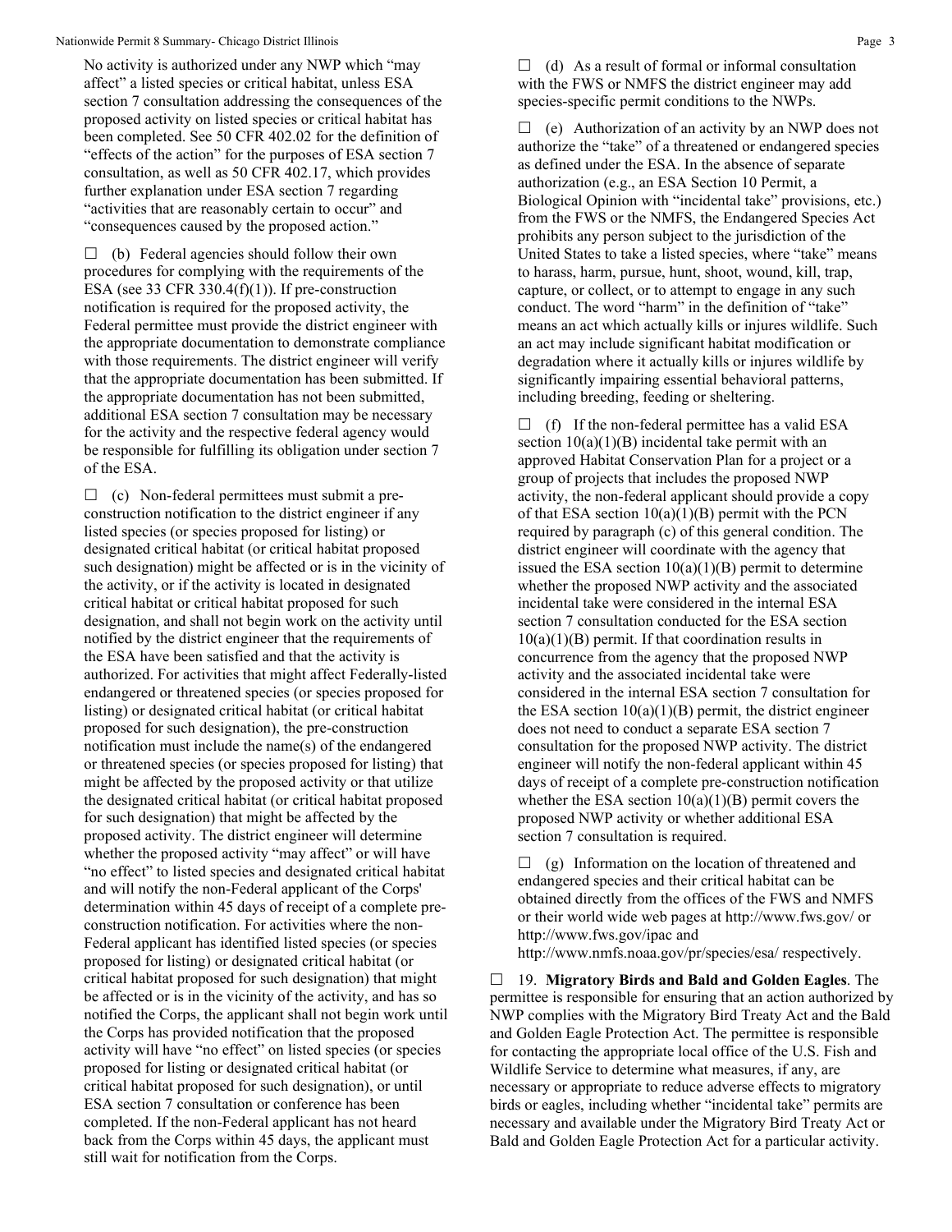No activity is authorized under any NWP which "may affect" a listed species or critical habitat, unless ESA section 7 consultation addressing the consequences of the proposed activity on listed species or critical habitat has been completed. See 50 CFR 402.02 for the definition of "effects of the action" for the purposes of ESA section 7 consultation, as well as 50 CFR 402.17, which provides further explanation under ESA section 7 regarding "activities that are reasonably certain to occur" and "consequences caused by the proposed action."

☐ (b) Federal agencies should follow their own procedures for complying with the requirements of the ESA (see 33 CFR 330.4(f)(1)). If pre-construction notification is required for the proposed activity, the Federal permittee must provide the district engineer with the appropriate documentation to demonstrate compliance with those requirements. The district engineer will verify that the appropriate documentation has been submitted. If the appropriate documentation has not been submitted, additional ESA section 7 consultation may be necessary for the activity and the respective federal agency would be responsible for fulfilling its obligation under section 7 of the ESA.

☐ (c) Non-federal permittees must submit a pre-construction notification to the district engineer if any listed species (or species proposed for listing) or designated critical habitat (or critical habitat proposed such designation) might be affected or is in the vicinity of the activity, or if the activity is located in designated critical habitat or critical habitat proposed for such designation, and shall not begin work on the activity until notified by the district engineer that the requirements of the ESA have been satisfied and that the activity is authorized. For activities that might affect Federally-listed endangered or threatened species (or species proposed for listing) or designated critical habitat (or critical habitat proposed for such designation), the pre-construction notification must include the name(s) of the endangered or threatened species (or species proposed for listing) that might be affected by the proposed activity or that utilize the designated critical habitat (or critical habitat proposed for such designation) that might be affected by the proposed activity. The district engineer will determine whether the proposed activity "may affect" or will have "no effect" to listed species and designated critical habitat and will notify the non-Federal applicant of the Corps' determination within 45 days of receipt of a complete pre-construction notification. For activities where the non-Federal applicant has identified listed species (or species proposed for listing) or designated critical habitat (or critical habitat proposed for such designation) that might be affected or is in the vicinity of the activity, and has so notified the Corps, the applicant shall not begin work until the Corps has provided notification that the proposed activity will have "no effect" on listed species (or species proposed for listing or designated critical habitat (or critical habitat proposed for such designation), or until ESA section 7 consultation or conference has been completed. If the non-Federal applicant has not heard back from the Corps within 45 days, the applicant must still wait for notification from the Corps.

☐ (d) As a result of formal or informal consultation with the FWS or NMFS the district engineer may add species-specific permit conditions to the NWPs.

☐ (e) Authorization of an activity by an NWP does not authorize the "take" of a threatened or endangered species as defined under the ESA. In the absence of separate authorization (e.g., an ESA Section 10 Permit, a Biological Opinion with "incidental take" provisions, etc.) from the FWS or the NMFS, the Endangered Species Act prohibits any person subject to the jurisdiction of the United States to take a listed species, where "take" means to harass, harm, pursue, hunt, shoot, wound, kill, trap, capture, or collect, or to attempt to engage in any such conduct. The word "harm" in the definition of "take" means an act which actually kills or injures wildlife. Such an act may include significant habitat modification or degradation where it actually kills or injures wildlife by significantly impairing essential behavioral patterns, including breeding, feeding or sheltering.

☐ (f) If the non-federal permittee has a valid ESA section 10(a)(1)(B) incidental take permit with an approved Habitat Conservation Plan for a project or a group of projects that includes the proposed NWP activity, the non-federal applicant should provide a copy of that ESA section 10(a)(1)(B) permit with the PCN required by paragraph (c) of this general condition. The district engineer will coordinate with the agency that issued the ESA section 10(a)(1)(B) permit to determine whether the proposed NWP activity and the associated incidental take were considered in the internal ESA section 7 consultation conducted for the ESA section 10(a)(1)(B) permit. If that coordination results in concurrence from the agency that the proposed NWP activity and the associated incidental take were considered in the internal ESA section 7 consultation for the ESA section 10(a)(1)(B) permit, the district engineer does not need to conduct a separate ESA section 7 consultation for the proposed NWP activity. The district engineer will notify the non-federal applicant within 45 days of receipt of a complete pre-construction notification whether the ESA section 10(a)(1)(B) permit covers the proposed NWP activity or whether additional ESA section 7 consultation is required.

☐ (g) Information on the location of threatened and endangered species and their critical habitat can be obtained directly from the offices of the FWS and NMFS or their world wide web pages at http://www.fws.gov/ or http://www.fws.gov/ipac and http://www.nmfs.noaa.gov/pr/species/esa/ respectively.

☐ 19. **Migratory Birds and Bald and Golden Eagles**. The permittee is responsible for ensuring that an action authorized by NWP complies with the Migratory Bird Treaty Act and the Bald and Golden Eagle Protection Act. The permittee is responsible for contacting the appropriate local office of the U.S. Fish and Wildlife Service to determine what measures, if any, are necessary or appropriate to reduce adverse effects to migratory birds or eagles, including whether "incidental take" permits are necessary and available under the Migratory Bird Treaty Act or Bald and Golden Eagle Protection Act for a particular activity.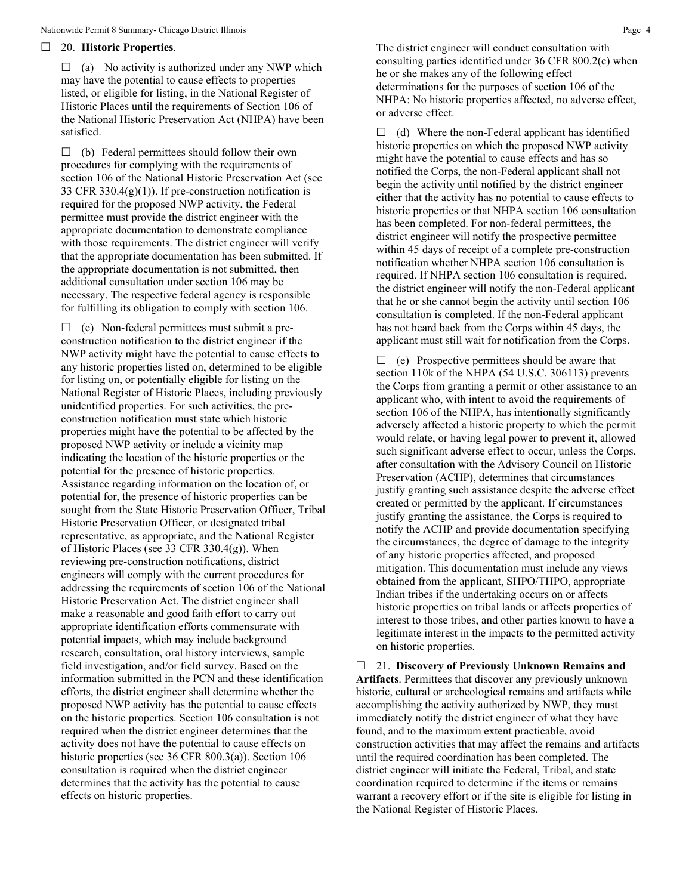☐ 20. **Historic Properties**.

☐ (a) No activity is authorized under any NWP which may have the potential to cause effects to properties listed, or eligible for listing, in the National Register of Historic Places until the requirements of Section 106 of the National Historic Preservation Act (NHPA) have been satisfied.

☐ (b) Federal permittees should follow their own procedures for complying with the requirements of section 106 of the National Historic Preservation Act (see 33 CFR 330.4(g)(1)). If pre-construction notification is required for the proposed NWP activity, the Federal permittee must provide the district engineer with the appropriate documentation to demonstrate compliance with those requirements. The district engineer will verify that the appropriate documentation has been submitted. If the appropriate documentation is not submitted, then additional consultation under section 106 may be necessary. The respective federal agency is responsible for fulfilling its obligation to comply with section 106.

☐ (c) Non-federal permittees must submit a pre-construction notification to the district engineer if the NWP activity might have the potential to cause effects to any historic properties listed on, determined to be eligible for listing on, or potentially eligible for listing on the National Register of Historic Places, including previously unidentified properties. For such activities, the pre-construction notification must state which historic properties might have the potential to be affected by the proposed NWP activity or include a vicinity map indicating the location of the historic properties or the potential for the presence of historic properties. Assistance regarding information on the location of, or potential for, the presence of historic properties can be sought from the State Historic Preservation Officer, Tribal Historic Preservation Officer, or designated tribal representative, as appropriate, and the National Register of Historic Places (see 33 CFR 330.4(g)). When reviewing pre-construction notifications, district engineers will comply with the current procedures for addressing the requirements of section 106 of the National Historic Preservation Act. The district engineer shall make a reasonable and good faith effort to carry out appropriate identification efforts commensurate with potential impacts, which may include background research, consultation, oral history interviews, sample field investigation, and/or field survey. Based on the information submitted in the PCN and these identification efforts, the district engineer shall determine whether the proposed NWP activity has the potential to cause effects on the historic properties. Section 106 consultation is not required when the district engineer determines that the activity does not have the potential to cause effects on historic properties (see 36 CFR 800.3(a)). Section 106 consultation is required when the district engineer determines that the activity has the potential to cause effects on historic properties. The district engineer will conduct consultation with consulting parties identified under 36 CFR 800.2(c) when he or she makes any of the following effect determinations for the purposes of section 106 of the NHPA: No historic properties affected, no adverse effect, or adverse effect.

☐ (d) Where the non-Federal applicant has identified historic properties on which the proposed NWP activity might have the potential to cause effects and has so notified the Corps, the non-Federal applicant shall not begin the activity until notified by the district engineer either that the activity has no potential to cause effects to historic properties or that NHPA section 106 consultation has been completed. For non-federal permittees, the district engineer will notify the prospective permittee within 45 days of receipt of a complete pre-construction notification whether NHPA section 106 consultation is required. If NHPA section 106 consultation is required, the district engineer will notify the non-Federal applicant that he or she cannot begin the activity until section 106 consultation is completed. If the non-Federal applicant has not heard back from the Corps within 45 days, the applicant must still wait for notification from the Corps.

☐ (e) Prospective permittees should be aware that section 110k of the NHPA (54 U.S.C. 306113) prevents the Corps from granting a permit or other assistance to an applicant who, with intent to avoid the requirements of section 106 of the NHPA, has intentionally significantly adversely affected a historic property to which the permit would relate, or having legal power to prevent it, allowed such significant adverse effect to occur, unless the Corps, after consultation with the Advisory Council on Historic Preservation (ACHP), determines that circumstances justify granting such assistance despite the adverse effect created or permitted by the applicant. If circumstances justify granting the assistance, the Corps is required to notify the ACHP and provide documentation specifying the circumstances, the degree of damage to the integrity of any historic properties affected, and proposed mitigation. This documentation must include any views obtained from the applicant, SHPO/THPO, appropriate Indian tribes if the undertaking occurs on or affects historic properties on tribal lands or affects properties of interest to those tribes, and other parties known to have a legitimate interest in the impacts to the permitted activity on historic properties.

☐ 21. **Discovery of Previously Unknown Remains and Artifacts**. Permittees that discover any previously unknown historic, cultural or archeological remains and artifacts while accomplishing the activity authorized by NWP, they must immediately notify the district engineer of what they have found, and to the maximum extent practicable, avoid construction activities that may affect the remains and artifacts until the required coordination has been completed. The district engineer will initiate the Federal, Tribal, and state coordination required to determine if the items or remains warrant a recovery effort or if the site is eligible for listing in the National Register of Historic Places.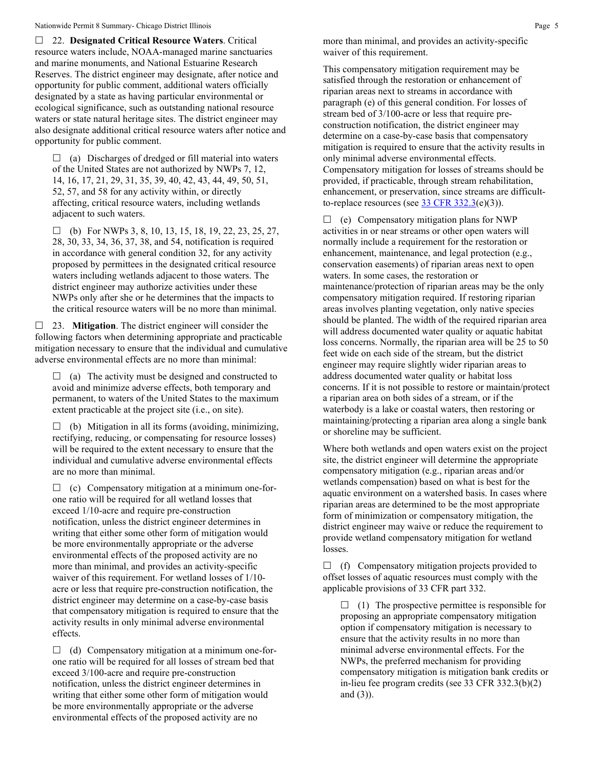☐ 22. **Designated Critical Resource Waters**. Critical resource waters include, NOAA-managed marine sanctuaries and marine monuments, and National Estuarine Research Reserves. The district engineer may designate, after notice and opportunity for public comment, additional waters officially designated by a state as having particular environmental or ecological significance, such as outstanding national resource waters or state natural heritage sites. The district engineer may also designate additional critical resource waters after notice and opportunity for public comment.

☐ (a) Discharges of dredged or fill material into waters of the United States are not authorized by NWPs 7, 12, 14, 16, 17, 21, 29, 31, 35, 39, 40, 42, 43, 44, 49, 50, 51, 52, 57, and 58 for any activity within, or directly affecting, critical resource waters, including wetlands adjacent to such waters.

☐ (b) For NWPs 3, 8, 10, 13, 15, 18, 19, 22, 23, 25, 27, 28, 30, 33, 34, 36, 37, 38, and 54, notification is required in accordance with general condition 32, for any activity proposed by permittees in the designated critical resource waters including wetlands adjacent to those waters. The district engineer may authorize activities under these NWPs only after she or he determines that the impacts to the critical resource waters will be no more than minimal.

☐ 23. **Mitigation**. The district engineer will consider the following factors when determining appropriate and practicable mitigation necessary to ensure that the individual and cumulative adverse environmental effects are no more than minimal:

☐ (a) The activity must be designed and constructed to avoid and minimize adverse effects, both temporary and permanent, to waters of the United States to the maximum extent practicable at the project site (i.e., on site).

☐ (b) Mitigation in all its forms (avoiding, minimizing, rectifying, reducing, or compensating for resource losses) will be required to the extent necessary to ensure that the individual and cumulative adverse environmental effects are no more than minimal.

☐ (c) Compensatory mitigation at a minimum one-for-one ratio will be required for all wetland losses that exceed 1/10-acre and require pre-construction notification, unless the district engineer determines in writing that either some other form of mitigation would be more environmentally appropriate or the adverse environmental effects of the proposed activity are no more than minimal, and provides an activity-specific waiver of this requirement. For wetland losses of 1/10-acre or less that require pre-construction notification, the district engineer may determine on a case-by-case basis that compensatory mitigation is required to ensure that the activity results in only minimal adverse environmental effects.

☐ (d) Compensatory mitigation at a minimum one-for-one ratio will be required for all losses of stream bed that exceed 3/100-acre and require pre-construction notification, unless the district engineer determines in writing that either some other form of mitigation would be more environmentally appropriate or the adverse environmental effects of the proposed activity are no more than minimal, and provides an activity-specific waiver of this requirement.

This compensatory mitigation requirement may be satisfied through the restoration or enhancement of riparian areas next to streams in accordance with paragraph (e) of this general condition. For losses of stream bed of 3/100-acre or less that require pre-construction notification, the district engineer may determine on a case-by-case basis that compensatory mitigation is required to ensure that the activity results in only minimal adverse environmental effects. Compensatory mitigation for losses of streams should be provided, if practicable, through stream rehabilitation, enhancement, or preservation, since streams are difficult-to-replace resources (see [33 CFR 332.3](33 CFR 332.3)(e)(3)).

☐ (e) Compensatory mitigation plans for NWP activities in or near streams or other open waters will normally include a requirement for the restoration or enhancement, maintenance, and legal protection (e.g., conservation easements) of riparian areas next to open waters. In some cases, the restoration or maintenance/protection of riparian areas may be the only compensatory mitigation required. If restoring riparian areas involves planting vegetation, only native species should be planted. The width of the required riparian area will address documented water quality or aquatic habitat loss concerns. Normally, the riparian area will be 25 to 50 feet wide on each side of the stream, but the district engineer may require slightly wider riparian areas to address documented water quality or habitat loss concerns. If it is not possible to restore or maintain/protect a riparian area on both sides of a stream, or if the waterbody is a lake or coastal waters, then restoring or maintaining/protecting a riparian area along a single bank or shoreline may be sufficient.

Where both wetlands and open waters exist on the project site, the district engineer will determine the appropriate compensatory mitigation (e.g., riparian areas and/or wetlands compensation) based on what is best for the aquatic environment on a watershed basis. In cases where riparian areas are determined to be the most appropriate form of minimization or compensatory mitigation, the district engineer may waive or reduce the requirement to provide wetland compensatory mitigation for wetland losses.

☐ (f) Compensatory mitigation projects provided to offset losses of aquatic resources must comply with the applicable provisions of 33 CFR part 332.

☐ (1) The prospective permittee is responsible for proposing an appropriate compensatory mitigation option if compensatory mitigation is necessary to ensure that the activity results in no more than minimal adverse environmental effects. For the NWPs, the preferred mechanism for providing compensatory mitigation is mitigation bank credits or in-lieu fee program credits (see 33 CFR 332.3(b)(2) and (3)).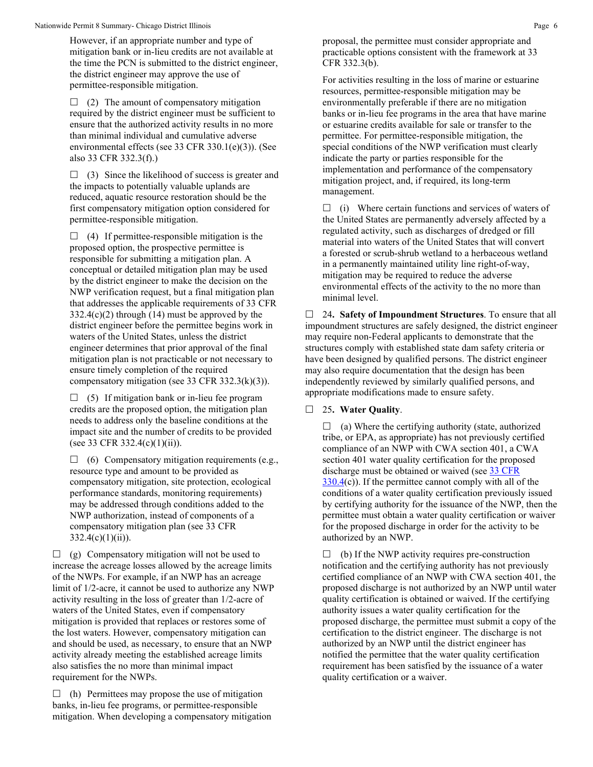However, if an appropriate number and type of mitigation bank or in-lieu credits are not available at the time the PCN is submitted to the district engineer, the district engineer may approve the use of permittee-responsible mitigation.

☐ (2) The amount of compensatory mitigation required by the district engineer must be sufficient to ensure that the authorized activity results in no more than minimal individual and cumulative adverse environmental effects (see 33 CFR 330.1(e)(3)). (See also 33 CFR 332.3(f).)

☐ (3) Since the likelihood of success is greater and the impacts to potentially valuable uplands are reduced, aquatic resource restoration should be the first compensatory mitigation option considered for permittee-responsible mitigation.

☐ (4) If permittee-responsible mitigation is the proposed option, the prospective permittee is responsible for submitting a mitigation plan. A conceptual or detailed mitigation plan may be used by the district engineer to make the decision on the NWP verification request, but a final mitigation plan that addresses the applicable requirements of 33 CFR 332.4(c)(2) through (14) must be approved by the district engineer before the permittee begins work in waters of the United States, unless the district engineer determines that prior approval of the final mitigation plan is not practicable or not necessary to ensure timely completion of the required compensatory mitigation (see 33 CFR 332.3(k)(3)).

☐ (5) If mitigation bank or in-lieu fee program credits are the proposed option, the mitigation plan needs to address only the baseline conditions at the impact site and the number of credits to be provided (see 33 CFR 332.4(c)(1)(ii)).

☐ (6) Compensatory mitigation requirements (e.g., resource type and amount to be provided as compensatory mitigation, site protection, ecological performance standards, monitoring requirements) may be addressed through conditions added to the NWP authorization, instead of components of a compensatory mitigation plan (see 33 CFR 332.4(c)(1)(ii)).

☐ (g) Compensatory mitigation will not be used to increase the acreage losses allowed by the acreage limits of the NWPs. For example, if an NWP has an acreage limit of 1/2-acre, it cannot be used to authorize any NWP activity resulting in the loss of greater than 1/2-acre of waters of the United States, even if compensatory mitigation is provided that replaces or restores some of the lost waters. However, compensatory mitigation can and should be used, as necessary, to ensure that an NWP activity already meeting the established acreage limits also satisfies the no more than minimal impact requirement for the NWPs.

☐ (h) Permittees may propose the use of mitigation banks, in-lieu fee programs, or permittee-responsible mitigation. When developing a compensatory mitigation proposal, the permittee must consider appropriate and practicable options consistent with the framework at 33 CFR 332.3(b).

For activities resulting in the loss of marine or estuarine resources, permittee-responsible mitigation may be environmentally preferable if there are no mitigation banks or in-lieu fee programs in the area that have marine or estuarine credits available for sale or transfer to the permittee. For permittee-responsible mitigation, the special conditions of the NWP verification must clearly indicate the party or parties responsible for the implementation and performance of the compensatory mitigation project, and, if required, its long-term management.

☐ (i) Where certain functions and services of waters of the United States are permanently adversely affected by a regulated activity, such as discharges of dredged or fill material into waters of the United States that will convert a forested or scrub-shrub wetland to a herbaceous wetland in a permanently maintained utility line right-of-way, mitigation may be required to reduce the adverse environmental effects of the activity to the no more than minimal level.

☐ 24**. Safety of Impoundment Structures**. To ensure that all impoundment structures are safely designed, the district engineer may require non-Federal applicants to demonstrate that the structures comply with established state dam safety criteria or have been designed by qualified persons. The district engineer may also require documentation that the design has been independently reviewed by similarly qualified persons, and appropriate modifications made to ensure safety.

☐ 25**. Water Quality**.

☐ (a) Where the certifying authority (state, authorized tribe, or EPA, as appropriate) has not previously certified compliance of an NWP with CWA section 401, a CWA section 401 water quality certification for the proposed discharge must be obtained or waived (see 33 CFR 330.4(c)). If the permittee cannot comply with all of the conditions of a water quality certification previously issued by certifying authority for the issuance of the NWP, then the permittee must obtain a water quality certification or waiver for the proposed discharge in order for the activity to be authorized by an NWP.

☐ (b) If the NWP activity requires pre-construction notification and the certifying authority has not previously certified compliance of an NWP with CWA section 401, the proposed discharge is not authorized by an NWP until water quality certification is obtained or waived. If the certifying authority issues a water quality certification for the proposed discharge, the permittee must submit a copy of the certification to the district engineer. The discharge is not authorized by an NWP until the district engineer has notified the permittee that the water quality certification requirement has been satisfied by the issuance of a water quality certification or a waiver.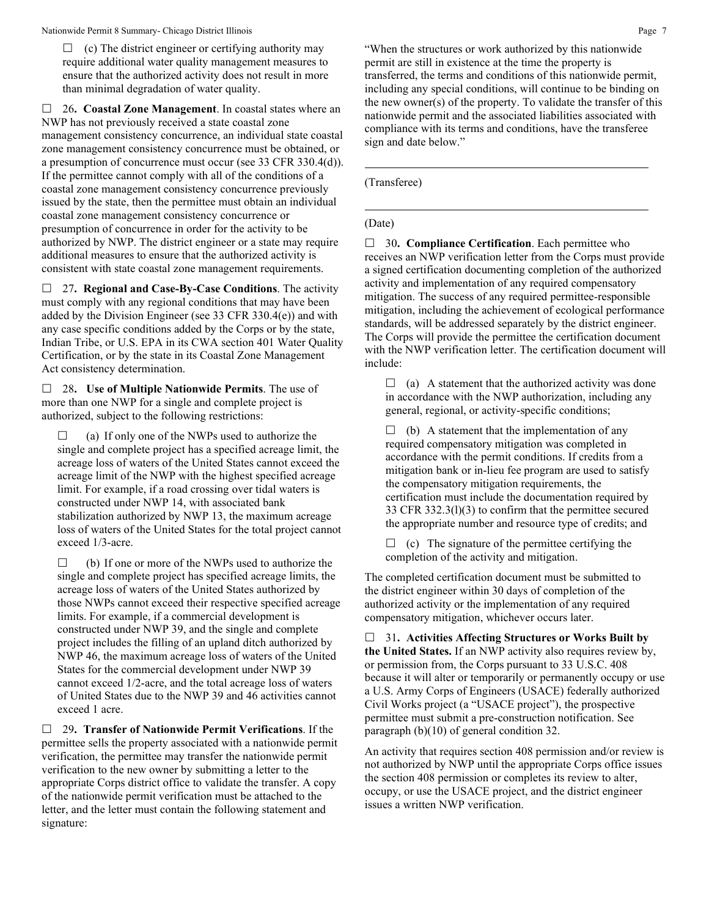☐ (c) The district engineer or certifying authority may require additional water quality management measures to ensure that the authorized activity does not result in more than minimal degradation of water quality.

☐ 26**. Coastal Zone Management**. In coastal states where an NWP has not previously received a state coastal zone management consistency concurrence, an individual state coastal zone management consistency concurrence must be obtained, or a presumption of concurrence must occur (see 33 CFR 330.4(d)). If the permittee cannot comply with all of the conditions of a coastal zone management consistency concurrence previously issued by the state, then the permittee must obtain an individual coastal zone management consistency concurrence or presumption of concurrence in order for the activity to be authorized by NWP. The district engineer or a state may require additional measures to ensure that the authorized activity is consistent with state coastal zone management requirements.

☐ 27**. Regional and Case-By-Case Conditions**. The activity must comply with any regional conditions that may have been added by the Division Engineer (see 33 CFR 330.4(e)) and with any case specific conditions added by the Corps or by the state, Indian Tribe, or U.S. EPA in its CWA section 401 Water Quality Certification, or by the state in its Coastal Zone Management Act consistency determination.

☐ 28**. Use of Multiple Nationwide Permits**. The use of more than one NWP for a single and complete project is authorized, subject to the following restrictions:

☐ (a) If only one of the NWPs used to authorize the single and complete project has a specified acreage limit, the acreage loss of waters of the United States cannot exceed the acreage limit of the NWP with the highest specified acreage limit. For example, if a road crossing over tidal waters is constructed under NWP 14, with associated bank stabilization authorized by NWP 13, the maximum acreage loss of waters of the United States for the total project cannot exceed 1/3-acre.

☐ (b) If one or more of the NWPs used to authorize the single and complete project has specified acreage limits, the acreage loss of waters of the United States authorized by those NWPs cannot exceed their respective specified acreage limits. For example, if a commercial development is constructed under NWP 39, and the single and complete project includes the filling of an upland ditch authorized by NWP 46, the maximum acreage loss of waters of the United States for the commercial development under NWP 39 cannot exceed 1/2-acre, and the total acreage loss of waters of United States due to the NWP 39 and 46 activities cannot exceed 1 acre.

☐ 29**. Transfer of Nationwide Permit Verifications**. If the permittee sells the property associated with a nationwide permit verification, the permittee may transfer the nationwide permit verification to the new owner by submitting a letter to the appropriate Corps district office to validate the transfer. A copy of the nationwide permit verification must be attached to the letter, and the letter must contain the following statement and signature:

"When the structures or work authorized by this nationwide permit are still in existence at the time the property is transferred, the terms and conditions of this nationwide permit, including any special conditions, will continue to be binding on the new owner(s) of the property. To validate the transfer of this nationwide permit and the associated liabilities associated with compliance with its terms and conditions, have the transferee sign and date below."

\_\_\_\_\_\_\_\_\_\_\_\_\_\_\_\_\_\_\_\_\_\_\_\_\_\_\_\_\_\_\_\_\_\_\_\_\_\_\_\_\_\_\_\_\_\_\_\_

(Transferee)

\_\_\_\_\_\_\_\_\_\_\_\_\_\_\_\_\_\_\_\_\_\_\_\_\_\_\_\_\_\_\_\_\_\_\_\_\_\_\_\_\_\_\_\_\_\_\_\_

(Date)

☐ 30**. Compliance Certification**. Each permittee who receives an NWP verification letter from the Corps must provide a signed certification documenting completion of the authorized activity and implementation of any required compensatory mitigation. The success of any required permittee-responsible mitigation, including the achievement of ecological performance standards, will be addressed separately by the district engineer. The Corps will provide the permittee the certification document with the NWP verification letter. The certification document will include:

☐ (a) A statement that the authorized activity was done in accordance with the NWP authorization, including any general, regional, or activity-specific conditions;

☐ (b) A statement that the implementation of any required compensatory mitigation was completed in accordance with the permit conditions. If credits from a mitigation bank or in-lieu fee program are used to satisfy the compensatory mitigation requirements, the certification must include the documentation required by 33 CFR 332.3(l)(3) to confirm that the permittee secured the appropriate number and resource type of credits; and

☐ (c) The signature of the permittee certifying the completion of the activity and mitigation.

The completed certification document must be submitted to the district engineer within 30 days of completion of the authorized activity or the implementation of any required compensatory mitigation, whichever occurs later.

☐ 31**. Activities Affecting Structures or Works Built by the United States.** If an NWP activity also requires review by, or permission from, the Corps pursuant to 33 U.S.C. 408 because it will alter or temporarily or permanently occupy or use a U.S. Army Corps of Engineers (USACE) federally authorized Civil Works project (a "USACE project"), the prospective permittee must submit a pre-construction notification. See paragraph (b)(10) of general condition 32.

An activity that requires section 408 permission and/or review is not authorized by NWP until the appropriate Corps office issues the section 408 permission or completes its review to alter, occupy, or use the USACE project, and the district engineer issues a written NWP verification.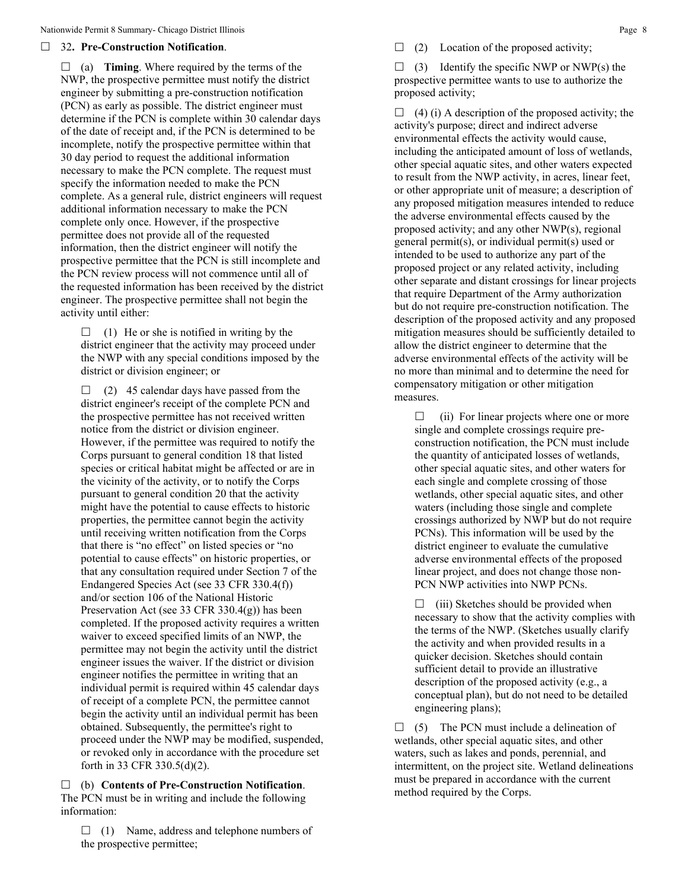☐ 32**. Pre-Construction Notification**.

☐ (a) **Timing**. Where required by the terms of the NWP, the prospective permittee must notify the district engineer by submitting a pre-construction notification (PCN) as early as possible. The district engineer must determine if the PCN is complete within 30 calendar days of the date of receipt and, if the PCN is determined to be incomplete, notify the prospective permittee within that 30 day period to request the additional information necessary to make the PCN complete. The request must specify the information needed to make the PCN complete. As a general rule, district engineers will request additional information necessary to make the PCN complete only once. However, if the prospective permittee does not provide all of the requested information, then the district engineer will notify the prospective permittee that the PCN is still incomplete and the PCN review process will not commence until all of the requested information has been received by the district engineer. The prospective permittee shall not begin the activity until either:

> ☐ (1) He or she is notified in writing by the district engineer that the activity may proceed under the NWP with any special conditions imposed by the district or division engineer; or
>
> ☐ (2) 45 calendar days have passed from the district engineer's receipt of the complete PCN and the prospective permittee has not received written notice from the district or division engineer. However, if the permittee was required to notify the Corps pursuant to general condition 18 that listed species or critical habitat might be affected or are in the vicinity of the activity, or to notify the Corps pursuant to general condition 20 that the activity might have the potential to cause effects to historic properties, the permittee cannot begin the activity until receiving written notification from the Corps that there is "no effect" on listed species or "no potential to cause effects" on historic properties, or that any consultation required under Section 7 of the Endangered Species Act (see 33 CFR 330.4(f)) and/or section 106 of the National Historic Preservation Act (see 33 CFR 330.4(g)) has been completed. If the proposed activity requires a written waiver to exceed specified limits of an NWP, the permittee may not begin the activity until the district engineer issues the waiver. If the district or division engineer notifies the permittee in writing that an individual permit is required within 45 calendar days of receipt of a complete PCN, the permittee cannot begin the activity until an individual permit has been obtained. Subsequently, the permittee's right to proceed under the NWP may be modified, suspended, or revoked only in accordance with the procedure set forth in 33 CFR 330.5(d)(2).

☐ (b) **Contents of Pre-Construction Notification**. The PCN must be in writing and include the following information:

> ☐ (1) Name, address and telephone numbers of the prospective permittee;

☐ (2) Location of the proposed activity;

☐ (3) Identify the specific NWP or NWP(s) the prospective permittee wants to use to authorize the proposed activity;

☐ (4) (i) A description of the proposed activity; the activity's purpose; direct and indirect adverse environmental effects the activity would cause, including the anticipated amount of loss of wetlands, other special aquatic sites, and other waters expected to result from the NWP activity, in acres, linear feet, or other appropriate unit of measure; a description of any proposed mitigation measures intended to reduce the adverse environmental effects caused by the proposed activity; and any other NWP(s), regional general permit(s), or individual permit(s) used or intended to be used to authorize any part of the proposed project or any related activity, including other separate and distant crossings for linear projects that require Department of the Army authorization but do not require pre-construction notification. The description of the proposed activity and any proposed mitigation measures should be sufficiently detailed to allow the district engineer to determine that the adverse environmental effects of the activity will be no more than minimal and to determine the need for compensatory mitigation or other mitigation measures.

> ☐ (ii) For linear projects where one or more single and complete crossings require pre-construction notification, the PCN must include the quantity of anticipated losses of wetlands, other special aquatic sites, and other waters for each single and complete crossing of those wetlands, other special aquatic sites, and other waters (including those single and complete crossings authorized by NWP but do not require PCNs). This information will be used by the district engineer to evaluate the cumulative adverse environmental effects of the proposed linear project, and does not change those non-PCN NWP activities into NWP PCNs.
>
> ☐ (iii) Sketches should be provided when necessary to show that the activity complies with the terms of the NWP. (Sketches usually clarify the activity and when provided results in a quicker decision. Sketches should contain sufficient detail to provide an illustrative description of the proposed activity (e.g., a conceptual plan), but do not need to be detailed engineering plans);

☐ (5) The PCN must include a delineation of wetlands, other special aquatic sites, and other waters, such as lakes and ponds, perennial, and intermittent, on the project site. Wetland delineations must be prepared in accordance with the current method required by the Corps.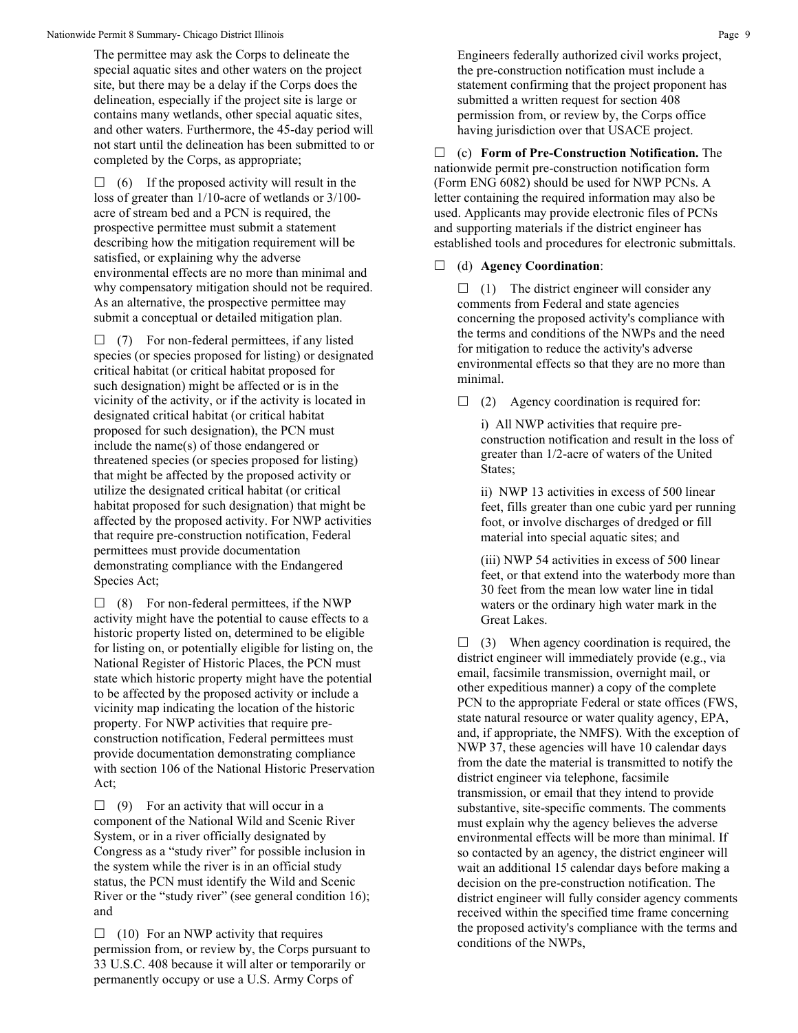The permittee may ask the Corps to delineate the special aquatic sites and other waters on the project site, but there may be a delay if the Corps does the delineation, especially if the project site is large or contains many wetlands, other special aquatic sites, and other waters. Furthermore, the 45-day period will not start until the delineation has been submitted to or completed by the Corps, as appropriate;

☐ (6) If the proposed activity will result in the loss of greater than 1/10-acre of wetlands or 3/100-acre of stream bed and a PCN is required, the prospective permittee must submit a statement describing how the mitigation requirement will be satisfied, or explaining why the adverse environmental effects are no more than minimal and why compensatory mitigation should not be required. As an alternative, the prospective permittee may submit a conceptual or detailed mitigation plan.

☐ (7) For non-federal permittees, if any listed species (or species proposed for listing) or designated critical habitat (or critical habitat proposed for such designation) might be affected or is in the vicinity of the activity, or if the activity is located in designated critical habitat (or critical habitat proposed for such designation), the PCN must include the name(s) of those endangered or threatened species (or species proposed for listing) that might be affected by the proposed activity or utilize the designated critical habitat (or critical habitat proposed for such designation) that might be affected by the proposed activity. For NWP activities that require pre-construction notification, Federal permittees must provide documentation demonstrating compliance with the Endangered Species Act;

☐ (8) For non-federal permittees, if the NWP activity might have the potential to cause effects to a historic property listed on, determined to be eligible for listing on, or potentially eligible for listing on, the National Register of Historic Places, the PCN must state which historic property might have the potential to be affected by the proposed activity or include a vicinity map indicating the location of the historic property. For NWP activities that require pre-construction notification, Federal permittees must provide documentation demonstrating compliance with section 106 of the National Historic Preservation Act;

☐ (9) For an activity that will occur in a component of the National Wild and Scenic River System, or in a river officially designated by Congress as a "study river" for possible inclusion in the system while the river is in an official study status, the PCN must identify the Wild and Scenic River or the "study river" (see general condition 16); and

☐ (10) For an NWP activity that requires permission from, or review by, the Corps pursuant to 33 U.S.C. 408 because it will alter or temporarily or permanently occupy or use a U.S. Army Corps of Engineers federally authorized civil works project, the pre-construction notification must include a statement confirming that the project proponent has submitted a written request for section 408 permission from, or review by, the Corps office having jurisdiction over that USACE project.

☐ (c) **Form of Pre-Construction Notification.** The nationwide permit pre-construction notification form (Form ENG 6082) should be used for NWP PCNs. A letter containing the required information may also be used. Applicants may provide electronic files of PCNs and supporting materials if the district engineer has established tools and procedures for electronic submittals.

☐ (d) **Agency Coordination**:

☐ (1) The district engineer will consider any comments from Federal and state agencies concerning the proposed activity's compliance with the terms and conditions of the NWPs and the need for mitigation to reduce the activity's adverse environmental effects so that they are no more than minimal.

☐ (2) Agency coordination is required for:

i) All NWP activities that require pre-construction notification and result in the loss of greater than 1/2-acre of waters of the United States;

ii) NWP 13 activities in excess of 500 linear feet, fills greater than one cubic yard per running foot, or involve discharges of dredged or fill material into special aquatic sites; and

(iii) NWP 54 activities in excess of 500 linear feet, or that extend into the waterbody more than 30 feet from the mean low water line in tidal waters or the ordinary high water mark in the Great Lakes.

☐ (3) When agency coordination is required, the district engineer will immediately provide (e.g., via email, facsimile transmission, overnight mail, or other expeditious manner) a copy of the complete PCN to the appropriate Federal or state offices (FWS, state natural resource or water quality agency, EPA, and, if appropriate, the NMFS). With the exception of NWP 37, these agencies will have 10 calendar days from the date the material is transmitted to notify the district engineer via telephone, facsimile transmission, or email that they intend to provide substantive, site-specific comments. The comments must explain why the agency believes the adverse environmental effects will be more than minimal. If so contacted by an agency, the district engineer will wait an additional 15 calendar days before making a decision on the pre-construction notification. The district engineer will fully consider agency comments received within the specified time frame concerning the proposed activity's compliance with the terms and conditions of the NWPs,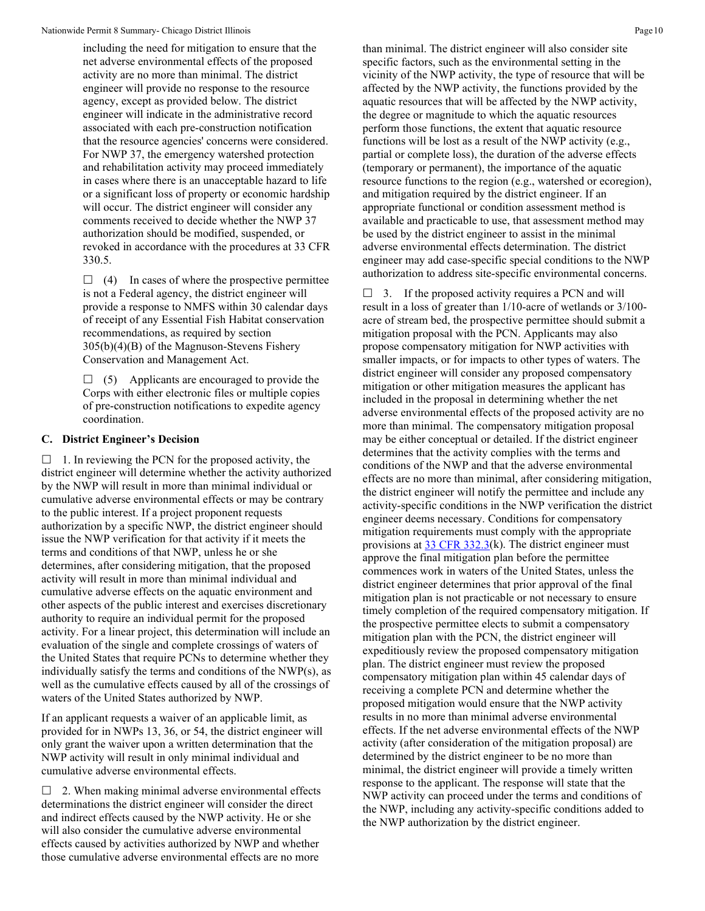including the need for mitigation to ensure that the net adverse environmental effects of the proposed activity are no more than minimal. The district engineer will provide no response to the resource agency, except as provided below. The district engineer will indicate in the administrative record associated with each pre-construction notification that the resource agencies' concerns were considered. For NWP 37, the emergency watershed protection and rehabilitation activity may proceed immediately in cases where there is an unacceptable hazard to life or a significant loss of property or economic hardship will occur. The district engineer will consider any comments received to decide whether the NWP 37 authorization should be modified, suspended, or revoked in accordance with the procedures at 33 CFR 330.5.

☐ (4) In cases of where the prospective permittee is not a Federal agency, the district engineer will provide a response to NMFS within 30 calendar days of receipt of any Essential Fish Habitat conservation recommendations, as required by section 305(b)(4)(B) of the Magnuson-Stevens Fishery Conservation and Management Act.

☐ (5) Applicants are encouraged to provide the Corps with either electronic files or multiple copies of pre-construction notifications to expedite agency coordination.

### C. District Engineer's Decision

☐ 1. In reviewing the PCN for the proposed activity, the district engineer will determine whether the activity authorized by the NWP will result in more than minimal individual or cumulative adverse environmental effects or may be contrary to the public interest. If a project proponent requests authorization by a specific NWP, the district engineer should issue the NWP verification for that activity if it meets the terms and conditions of that NWP, unless he or she determines, after considering mitigation, that the proposed activity will result in more than minimal individual and cumulative adverse effects on the aquatic environment and other aspects of the public interest and exercises discretionary authority to require an individual permit for the proposed activity. For a linear project, this determination will include an evaluation of the single and complete crossings of waters of the United States that require PCNs to determine whether they individually satisfy the terms and conditions of the NWP(s), as well as the cumulative effects caused by all of the crossings of waters of the United States authorized by NWP.

If an applicant requests a waiver of an applicable limit, as provided for in NWPs 13, 36, or 54, the district engineer will only grant the waiver upon a written determination that the NWP activity will result in only minimal individual and cumulative adverse environmental effects.

☐ 2. When making minimal adverse environmental effects determinations the district engineer will consider the direct and indirect effects caused by the NWP activity. He or she will also consider the cumulative adverse environmental effects caused by activities authorized by NWP and whether those cumulative adverse environmental effects are no more than minimal. The district engineer will also consider site specific factors, such as the environmental setting in the vicinity of the NWP activity, the type of resource that will be affected by the NWP activity, the functions provided by the aquatic resources that will be affected by the NWP activity, the degree or magnitude to which the aquatic resources perform those functions, the extent that aquatic resource functions will be lost as a result of the NWP activity (e.g., partial or complete loss), the duration of the adverse effects (temporary or permanent), the importance of the aquatic resource functions to the region (e.g., watershed or ecoregion), and mitigation required by the district engineer. If an appropriate functional or condition assessment method is available and practicable to use, that assessment method may be used by the district engineer to assist in the minimal adverse environmental effects determination. The district engineer may add case-specific special conditions to the NWP authorization to address site-specific environmental concerns.

☐ 3. If the proposed activity requires a PCN and will result in a loss of greater than 1/10-acre of wetlands or 3/100-acre of stream bed, the prospective permittee should submit a mitigation proposal with the PCN. Applicants may also propose compensatory mitigation for NWP activities with smaller impacts, or for impacts to other types of waters. The district engineer will consider any proposed compensatory mitigation or other mitigation measures the applicant has included in the proposal in determining whether the net adverse environmental effects of the proposed activity are no more than minimal. The compensatory mitigation proposal may be either conceptual or detailed. If the district engineer determines that the activity complies with the terms and conditions of the NWP and that the adverse environmental effects are no more than minimal, after considering mitigation, the district engineer will notify the permittee and include any activity-specific conditions in the NWP verification the district engineer deems necessary. Conditions for compensatory mitigation requirements must comply with the appropriate provisions at 33 CFR 332.3(k). The district engineer must approve the final mitigation plan before the permittee commences work in waters of the United States, unless the district engineer determines that prior approval of the final mitigation plan is not practicable or not necessary to ensure timely completion of the required compensatory mitigation. If the prospective permittee elects to submit a compensatory mitigation plan with the PCN, the district engineer will expeditiously review the proposed compensatory mitigation plan. The district engineer must review the proposed compensatory mitigation plan within 45 calendar days of receiving a complete PCN and determine whether the proposed mitigation would ensure that the NWP activity results in no more than minimal adverse environmental effects. If the net adverse environmental effects of the NWP activity (after consideration of the mitigation proposal) are determined by the district engineer to be no more than minimal, the district engineer will provide a timely written response to the applicant. The response will state that the NWP activity can proceed under the terms and conditions of the NWP, including any activity-specific conditions added to the NWP authorization by the district engineer.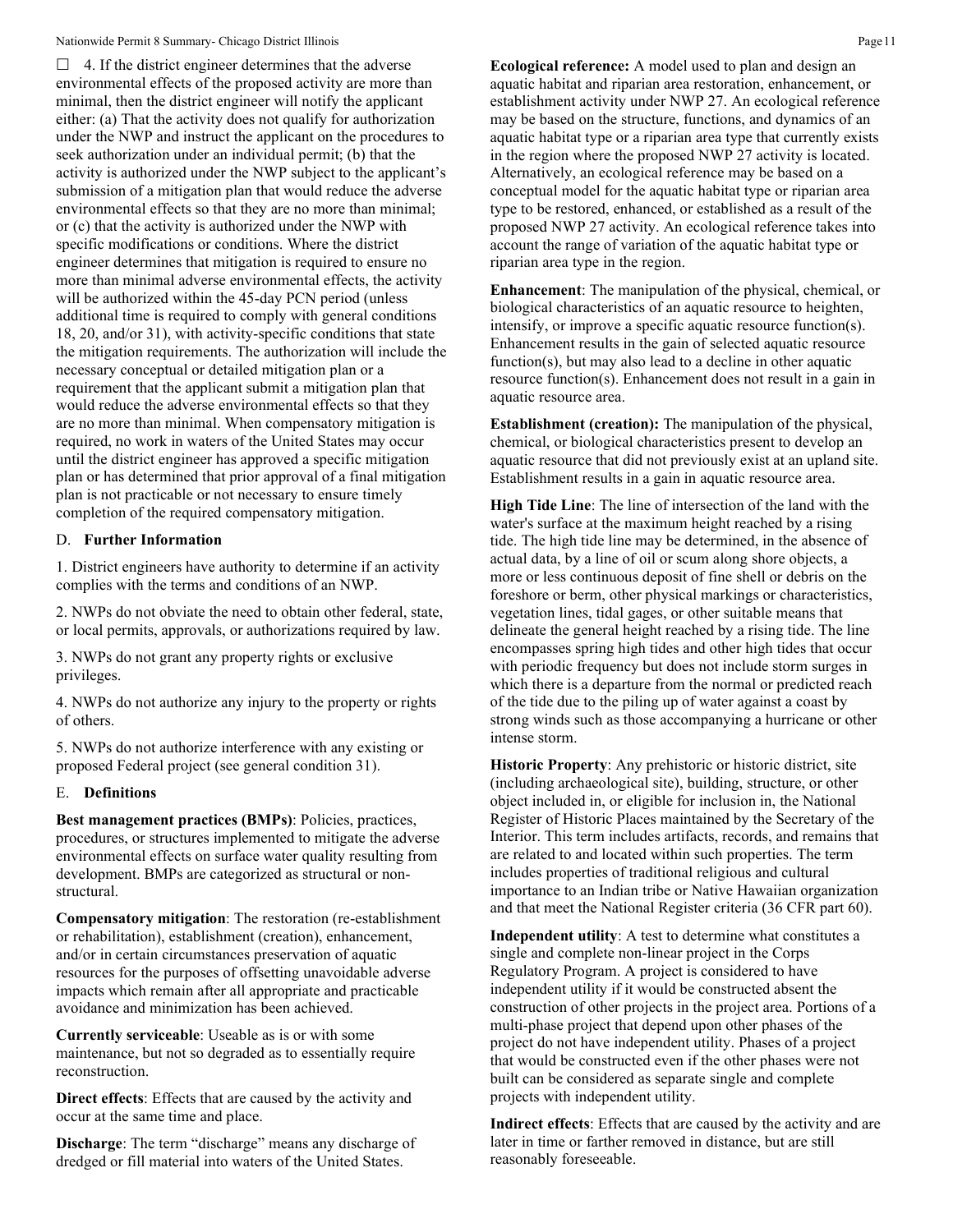☐ 4. If the district engineer determines that the adverse environmental effects of the proposed activity are more than minimal, then the district engineer will notify the applicant either: (a) That the activity does not qualify for authorization under the NWP and instruct the applicant on the procedures to seek authorization under an individual permit; (b) that the activity is authorized under the NWP subject to the applicant's submission of a mitigation plan that would reduce the adverse environmental effects so that they are no more than minimal; or (c) that the activity is authorized under the NWP with specific modifications or conditions. Where the district engineer determines that mitigation is required to ensure no more than minimal adverse environmental effects, the activity will be authorized within the 45-day PCN period (unless additional time is required to comply with general conditions 18, 20, and/or 31), with activity-specific conditions that state the mitigation requirements. The authorization will include the necessary conceptual or detailed mitigation plan or a requirement that the applicant submit a mitigation plan that would reduce the adverse environmental effects so that they are no more than minimal. When compensatory mitigation is required, no work in waters of the United States may occur until the district engineer has approved a specific mitigation plan or has determined that prior approval of a final mitigation plan is not practicable or not necessary to ensure timely completion of the required compensatory mitigation.

## D. Further Information

1. District engineers have authority to determine if an activity complies with the terms and conditions of an NWP.

2. NWPs do not obviate the need to obtain other federal, state, or local permits, approvals, or authorizations required by law.

3. NWPs do not grant any property rights or exclusive privileges.

4. NWPs do not authorize any injury to the property or rights of others.

5. NWPs do not authorize interference with any existing or proposed Federal project (see general condition 31).

## E. Definitions

**Best management practices (BMPs)**: Policies, practices, procedures, or structures implemented to mitigate the adverse environmental effects on surface water quality resulting from development. BMPs are categorized as structural or non-structural.

**Compensatory mitigation**: The restoration (re-establishment or rehabilitation), establishment (creation), enhancement, and/or in certain circumstances preservation of aquatic resources for the purposes of offsetting unavoidable adverse impacts which remain after all appropriate and practicable avoidance and minimization has been achieved.

**Currently serviceable**: Useable as is or with some maintenance, but not so degraded as to essentially require reconstruction.

**Direct effects**: Effects that are caused by the activity and occur at the same time and place.

**Discharge**: The term "discharge" means any discharge of dredged or fill material into waters of the United States.

**Ecological reference:** A model used to plan and design an aquatic habitat and riparian area restoration, enhancement, or establishment activity under NWP 27. An ecological reference may be based on the structure, functions, and dynamics of an aquatic habitat type or a riparian area type that currently exists in the region where the proposed NWP 27 activity is located. Alternatively, an ecological reference may be based on a conceptual model for the aquatic habitat type or riparian area type to be restored, enhanced, or established as a result of the proposed NWP 27 activity. An ecological reference takes into account the range of variation of the aquatic habitat type or riparian area type in the region.

**Enhancement**: The manipulation of the physical, chemical, or biological characteristics of an aquatic resource to heighten, intensify, or improve a specific aquatic resource function(s). Enhancement results in the gain of selected aquatic resource function(s), but may also lead to a decline in other aquatic resource function(s). Enhancement does not result in a gain in aquatic resource area.

**Establishment (creation):** The manipulation of the physical, chemical, or biological characteristics present to develop an aquatic resource that did not previously exist at an upland site. Establishment results in a gain in aquatic resource area.

**High Tide Line**: The line of intersection of the land with the water's surface at the maximum height reached by a rising tide. The high tide line may be determined, in the absence of actual data, by a line of oil or scum along shore objects, a more or less continuous deposit of fine shell or debris on the foreshore or berm, other physical markings or characteristics, vegetation lines, tidal gages, or other suitable means that delineate the general height reached by a rising tide. The line encompasses spring high tides and other high tides that occur with periodic frequency but does not include storm surges in which there is a departure from the normal or predicted reach of the tide due to the piling up of water against a coast by strong winds such as those accompanying a hurricane or other intense storm.

**Historic Property**: Any prehistoric or historic district, site (including archaeological site), building, structure, or other object included in, or eligible for inclusion in, the National Register of Historic Places maintained by the Secretary of the Interior. This term includes artifacts, records, and remains that are related to and located within such properties. The term includes properties of traditional religious and cultural importance to an Indian tribe or Native Hawaiian organization and that meet the National Register criteria (36 CFR part 60).

**Independent utility**: A test to determine what constitutes a single and complete non-linear project in the Corps Regulatory Program. A project is considered to have independent utility if it would be constructed absent the construction of other projects in the project area. Portions of a multi-phase project that depend upon other phases of the project do not have independent utility. Phases of a project that would be constructed even if the other phases were not built can be considered as separate single and complete projects with independent utility.

**Indirect effects**: Effects that are caused by the activity and are later in time or farther removed in distance, but are still reasonably foreseeable.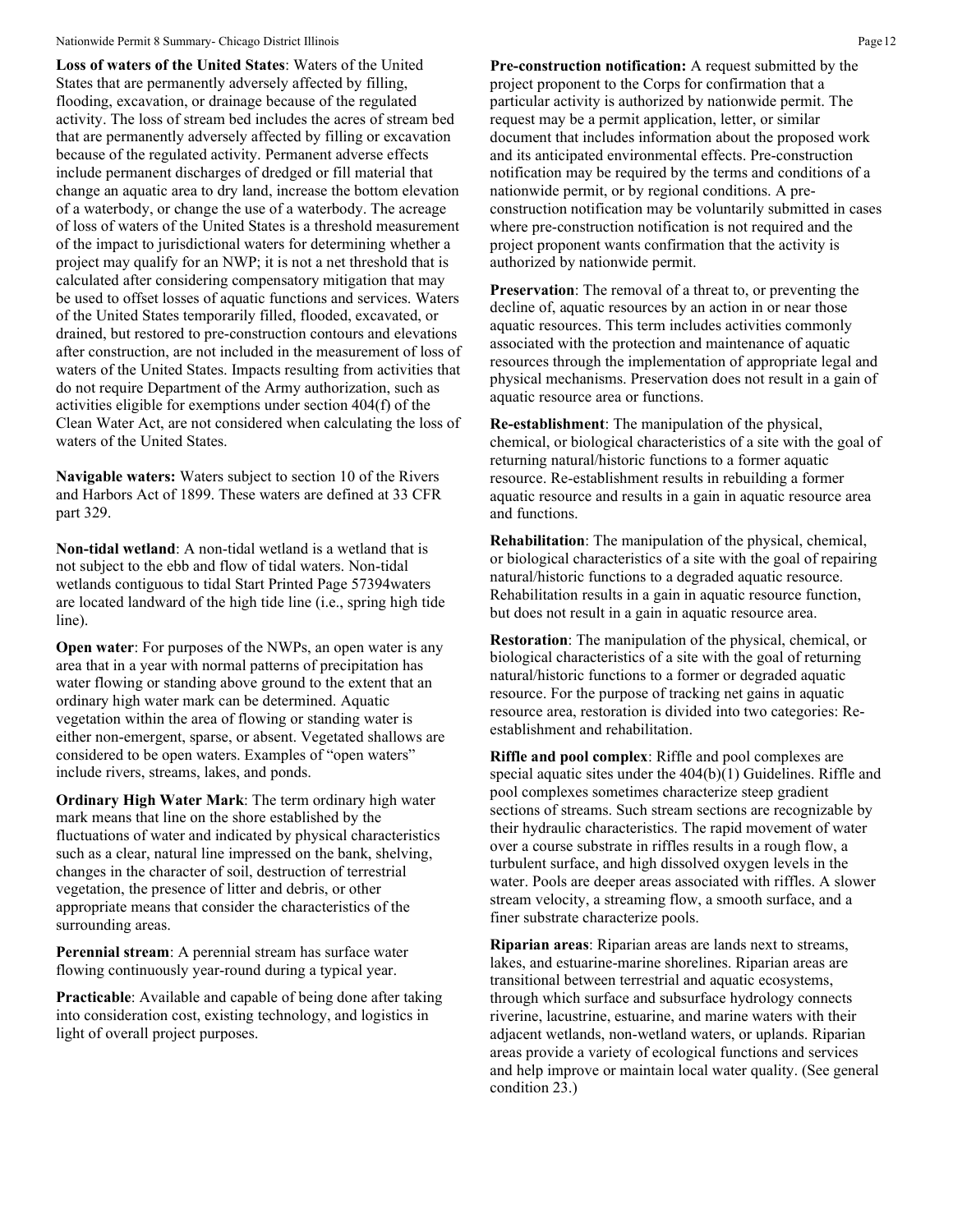**Loss of waters of the United States**: Waters of the United States that are permanently adversely affected by filling, flooding, excavation, or drainage because of the regulated activity. The loss of stream bed includes the acres of stream bed that are permanently adversely affected by filling or excavation because of the regulated activity. Permanent adverse effects include permanent discharges of dredged or fill material that change an aquatic area to dry land, increase the bottom elevation of a waterbody, or change the use of a waterbody. The acreage of loss of waters of the United States is a threshold measurement of the impact to jurisdictional waters for determining whether a project may qualify for an NWP; it is not a net threshold that is calculated after considering compensatory mitigation that may be used to offset losses of aquatic functions and services. Waters of the United States temporarily filled, flooded, excavated, or drained, but restored to pre-construction contours and elevations after construction, are not included in the measurement of loss of waters of the United States. Impacts resulting from activities that do not require Department of the Army authorization, such as activities eligible for exemptions under section 404(f) of the Clean Water Act, are not considered when calculating the loss of waters of the United States.

**Navigable waters:** Waters subject to section 10 of the Rivers and Harbors Act of 1899. These waters are defined at 33 CFR part 329.

**Non-tidal wetland**: A non-tidal wetland is a wetland that is not subject to the ebb and flow of tidal waters. Non-tidal wetlands contiguous to tidal Start Printed Page 57394waters are located landward of the high tide line (i.e., spring high tide line).

**Open water**: For purposes of the NWPs, an open water is any area that in a year with normal patterns of precipitation has water flowing or standing above ground to the extent that an ordinary high water mark can be determined. Aquatic vegetation within the area of flowing or standing water is either non-emergent, sparse, or absent. Vegetated shallows are considered to be open waters. Examples of "open waters" include rivers, streams, lakes, and ponds.

**Ordinary High Water Mark**: The term ordinary high water mark means that line on the shore established by the fluctuations of water and indicated by physical characteristics such as a clear, natural line impressed on the bank, shelving, changes in the character of soil, destruction of terrestrial vegetation, the presence of litter and debris, or other appropriate means that consider the characteristics of the surrounding areas.

**Perennial stream**: A perennial stream has surface water flowing continuously year-round during a typical year.

**Practicable**: Available and capable of being done after taking into consideration cost, existing technology, and logistics in light of overall project purposes.

**Pre-construction notification:** A request submitted by the project proponent to the Corps for confirmation that a particular activity is authorized by nationwide permit. The request may be a permit application, letter, or similar document that includes information about the proposed work and its anticipated environmental effects. Pre-construction notification may be required by the terms and conditions of a nationwide permit, or by regional conditions. A pre-construction notification may be voluntarily submitted in cases where pre-construction notification is not required and the project proponent wants confirmation that the activity is authorized by nationwide permit.

**Preservation**: The removal of a threat to, or preventing the decline of, aquatic resources by an action in or near those aquatic resources. This term includes activities commonly associated with the protection and maintenance of aquatic resources through the implementation of appropriate legal and physical mechanisms. Preservation does not result in a gain of aquatic resource area or functions.

**Re-establishment**: The manipulation of the physical, chemical, or biological characteristics of a site with the goal of returning natural/historic functions to a former aquatic resource. Re-establishment results in rebuilding a former aquatic resource and results in a gain in aquatic resource area and functions.

**Rehabilitation**: The manipulation of the physical, chemical, or biological characteristics of a site with the goal of repairing natural/historic functions to a degraded aquatic resource. Rehabilitation results in a gain in aquatic resource function, but does not result in a gain in aquatic resource area.

**Restoration**: The manipulation of the physical, chemical, or biological characteristics of a site with the goal of returning natural/historic functions to a former or degraded aquatic resource. For the purpose of tracking net gains in aquatic resource area, restoration is divided into two categories: Re-establishment and rehabilitation.

**Riffle and pool complex**: Riffle and pool complexes are special aquatic sites under the 404(b)(1) Guidelines. Riffle and pool complexes sometimes characterize steep gradient sections of streams. Such stream sections are recognizable by their hydraulic characteristics. The rapid movement of water over a course substrate in riffles results in a rough flow, a turbulent surface, and high dissolved oxygen levels in the water. Pools are deeper areas associated with riffles. A slower stream velocity, a streaming flow, a smooth surface, and a finer substrate characterize pools.

**Riparian areas**: Riparian areas are lands next to streams, lakes, and estuarine-marine shorelines. Riparian areas are transitional between terrestrial and aquatic ecosystems, through which surface and subsurface hydrology connects riverine, lacustrine, estuarine, and marine waters with their adjacent wetlands, non-wetland waters, or uplands. Riparian areas provide a variety of ecological functions and services and help improve or maintain local water quality. (See general condition 23.)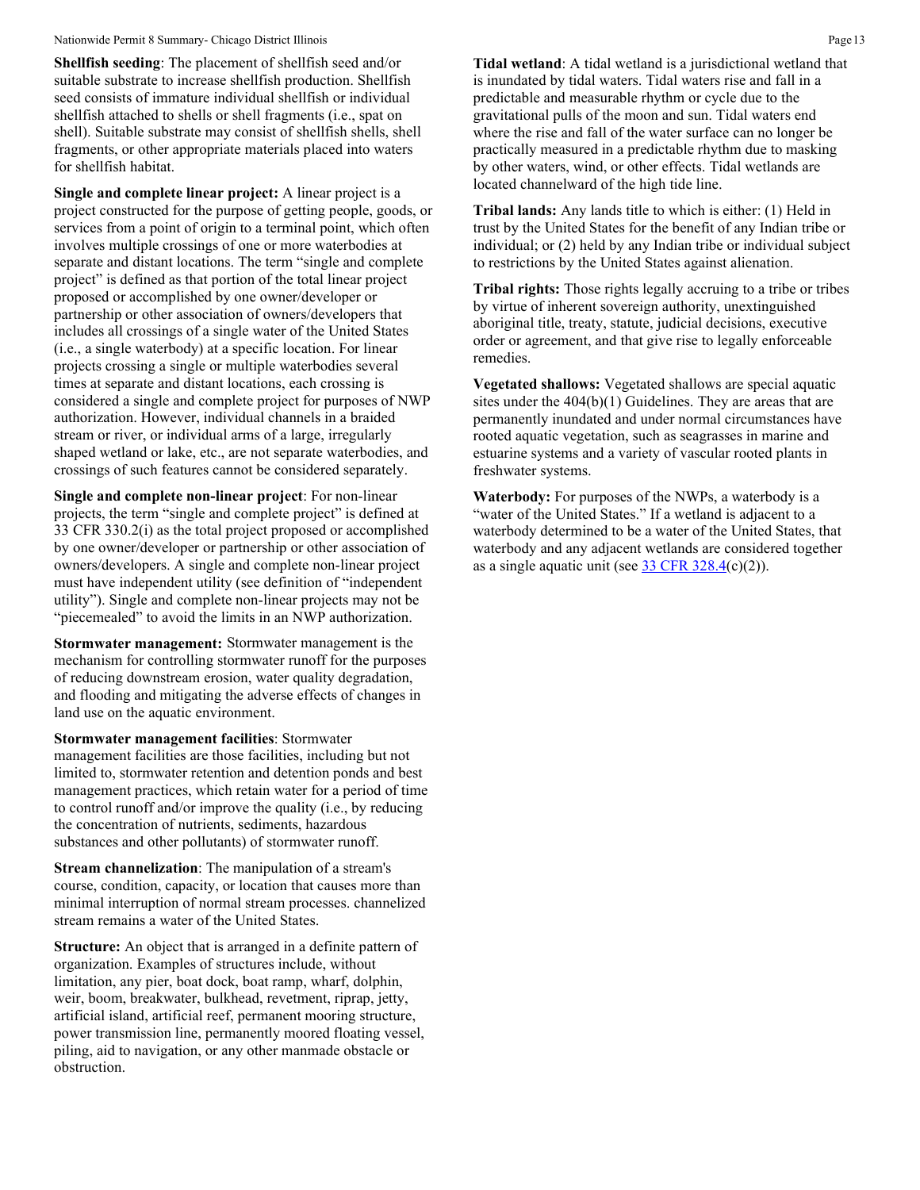**Shellfish seeding**: The placement of shellfish seed and/or suitable substrate to increase shellfish production. Shellfish seed consists of immature individual shellfish or individual shellfish attached to shells or shell fragments (i.e., spat on shell). Suitable substrate may consist of shellfish shells, shell fragments, or other appropriate materials placed into waters for shellfish habitat.

**Single and complete linear project:** A linear project is a project constructed for the purpose of getting people, goods, or services from a point of origin to a terminal point, which often involves multiple crossings of one or more waterbodies at separate and distant locations. The term "single and complete project" is defined as that portion of the total linear project proposed or accomplished by one owner/developer or partnership or other association of owners/developers that includes all crossings of a single water of the United States (i.e., a single waterbody) at a specific location. For linear projects crossing a single or multiple waterbodies several times at separate and distant locations, each crossing is considered a single and complete project for purposes of NWP authorization. However, individual channels in a braided stream or river, or individual arms of a large, irregularly shaped wetland or lake, etc., are not separate waterbodies, and crossings of such features cannot be considered separately.

**Single and complete non-linear project**: For non-linear projects, the term "single and complete project" is defined at 33 CFR 330.2(i) as the total project proposed or accomplished by one owner/developer or partnership or other association of owners/developers. A single and complete non-linear project must have independent utility (see definition of "independent utility"). Single and complete non-linear projects may not be "piecemealed" to avoid the limits in an NWP authorization.

**Stormwater management:** Stormwater management is the mechanism for controlling stormwater runoff for the purposes of reducing downstream erosion, water quality degradation, and flooding and mitigating the adverse effects of changes in land use on the aquatic environment.

**Stormwater management facilities**: Stormwater management facilities are those facilities, including but not limited to, stormwater retention and detention ponds and best management practices, which retain water for a period of time to control runoff and/or improve the quality (i.e., by reducing the concentration of nutrients, sediments, hazardous substances and other pollutants) of stormwater runoff.

**Stream channelization**: The manipulation of a stream's course, condition, capacity, or location that causes more than minimal interruption of normal stream processes. channelized stream remains a water of the United States.

**Structure:** An object that is arranged in a definite pattern of organization. Examples of structures include, without limitation, any pier, boat dock, boat ramp, wharf, dolphin, weir, boom, breakwater, bulkhead, revetment, riprap, jetty, artificial island, artificial reef, permanent mooring structure, power transmission line, permanently moored floating vessel, piling, aid to navigation, or any other manmade obstacle or obstruction.

**Tidal wetland**: A tidal wetland is a jurisdictional wetland that is inundated by tidal waters. Tidal waters rise and fall in a predictable and measurable rhythm or cycle due to the gravitational pulls of the moon and sun. Tidal waters end where the rise and fall of the water surface can no longer be practically measured in a predictable rhythm due to masking by other waters, wind, or other effects. Tidal wetlands are located channelward of the high tide line.

**Tribal lands:** Any lands title to which is either: (1) Held in trust by the United States for the benefit of any Indian tribe or individual; or (2) held by any Indian tribe or individual subject to restrictions by the United States against alienation.

**Tribal rights:** Those rights legally accruing to a tribe or tribes by virtue of inherent sovereign authority, unextinguished aboriginal title, treaty, statute, judicial decisions, executive order or agreement, and that give rise to legally enforceable remedies.

**Vegetated shallows:** Vegetated shallows are special aquatic sites under the 404(b)(1) Guidelines. They are areas that are permanently inundated and under normal circumstances have rooted aquatic vegetation, such as seagrasses in marine and estuarine systems and a variety of vascular rooted plants in freshwater systems.

**Waterbody:** For purposes of the NWPs, a waterbody is a "water of the United States." If a wetland is adjacent to a waterbody determined to be a water of the United States, that waterbody and any adjacent wetlands are considered together as a single aquatic unit (see 33 CFR 328.4(c)(2)).